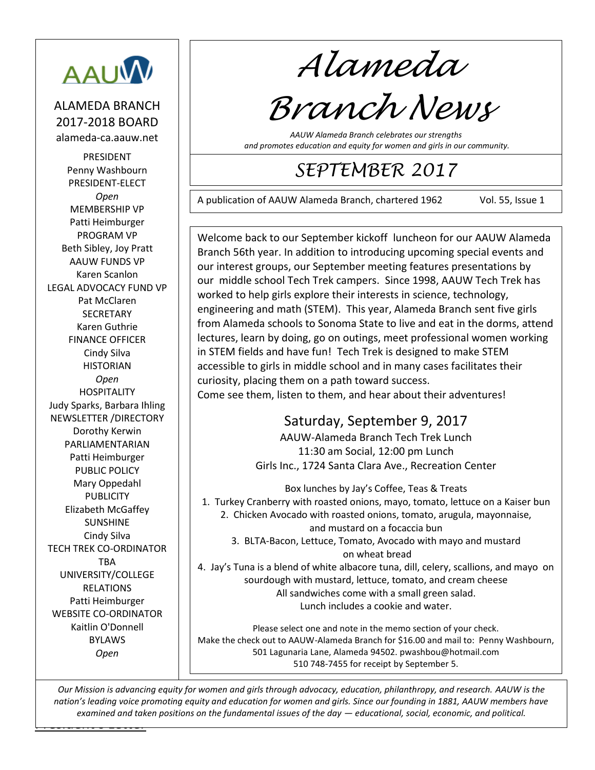# Alameda Branch News

*AAUW Alameda Branch celebrates our strengths and promotes education and equity for women and girls in our community.*

## SEPTEMBER 2017

A publication of AAUW Alameda Branch, chartered 1962 — Vol. 55, Issue 1

Welcome back to our September kickoff luncheon for our AAUW Alameda Branch 56th year. In addition to introducing upcoming special events and our interest groups, our September meeting features presentations by our middle school Tech Trek campers. Since 1998, AAUW Tech Trek has worked to help girls explore their interests in science, technology, engineering and math (STEM). This year, Alameda Branch sent five girls from Alameda schools to Sonoma State to live and eat in the dorms, attend lectures, learn by doing, go on outings, meet professional women working in STEM fields and have fun! Tech Trek is designed to make STEM accessible to girls in middle school and in many cases facilitates their curiosity, placing them on a path toward success.
Come see them, listen to them, and hear about their adventures!

### Saturday, September 9, 2017

AAUW-Alameda Branch Tech Trek Lunch
11:30 am Social, 12:00 pm Lunch
Girls Inc., 1724 Santa Clara Ave., Recreation Center

Box lunches by Jay's Coffee, Teas & Treats

1. Turkey Cranberry with roasted onions, mayo, tomato, lettuce on a Kaiser bun
2. Chicken Avocado with roasted onions, tomato, arugula, mayonnaise, and mustard on a focaccia bun
3. BLTA-Bacon, Lettuce, Tomato, Avocado with mayo and mustard on wheat bread
4. Jay's Tuna is a blend of white albacore tuna, dill, celery, scallions, and mayo on sourdough with mustard, lettuce, tomato, and cream cheese

All sandwiches come with a small green salad.
Lunch includes a cookie and water.

Please select one and note in the memo section of your check.
Make the check out to AAUW-Alameda Branch for $16.00 and mail to: Penny Washbourn, 501 Lagunaria Lane, Alameda 94502. pwashbou@hotmail.com 510 748-7455 for receipt by September 5.

---

## ALAMEDA BRANCH 2017-2018 BOARD

alameda-ca.aauw.net

PRESIDENT
Penny Washbourn
PRESIDENT-ELECT
*Open*
MEMBERSHIP VP
Patti Heimburger
PROGRAM VP
Beth Sibley, Joy Pratt
AAUW FUNDS VP
Karen Scanlon
LEGAL ADVOCACY FUND VP
Pat McClaren
SECRETARY
Karen Guthrie
FINANCE OFFICER
Cindy Silva
HISTORIAN
*Open*
HOSPITALITY
Judy Sparks, Barbara Ihling
NEWSLETTER /DIRECTORY
Dorothy Kerwin
PARLIAMENTARIAN
Patti Heimburger
PUBLIC POLICY
Mary Oppedahl
PUBLICITY
Elizabeth McGaffey
SUNSHINE
Cindy Silva
TECH TREK CO-ORDINATOR
TBA
UNIVERSITY/COLLEGE RELATIONS
Patti Heimburger
WEBSITE CO-ORDINATOR
Kaitlin O'Donnell
BYLAWS
*Open*

---

*Our Mission is advancing equity for women and girls through advocacy, education, philanthropy, and research. AAUW is the nation's leading voice promoting equity and education for women and girls. Since our founding in 1881, AAUW members have examined and taken positions on the fundamental issues of the day — educational, social, economic, and political.*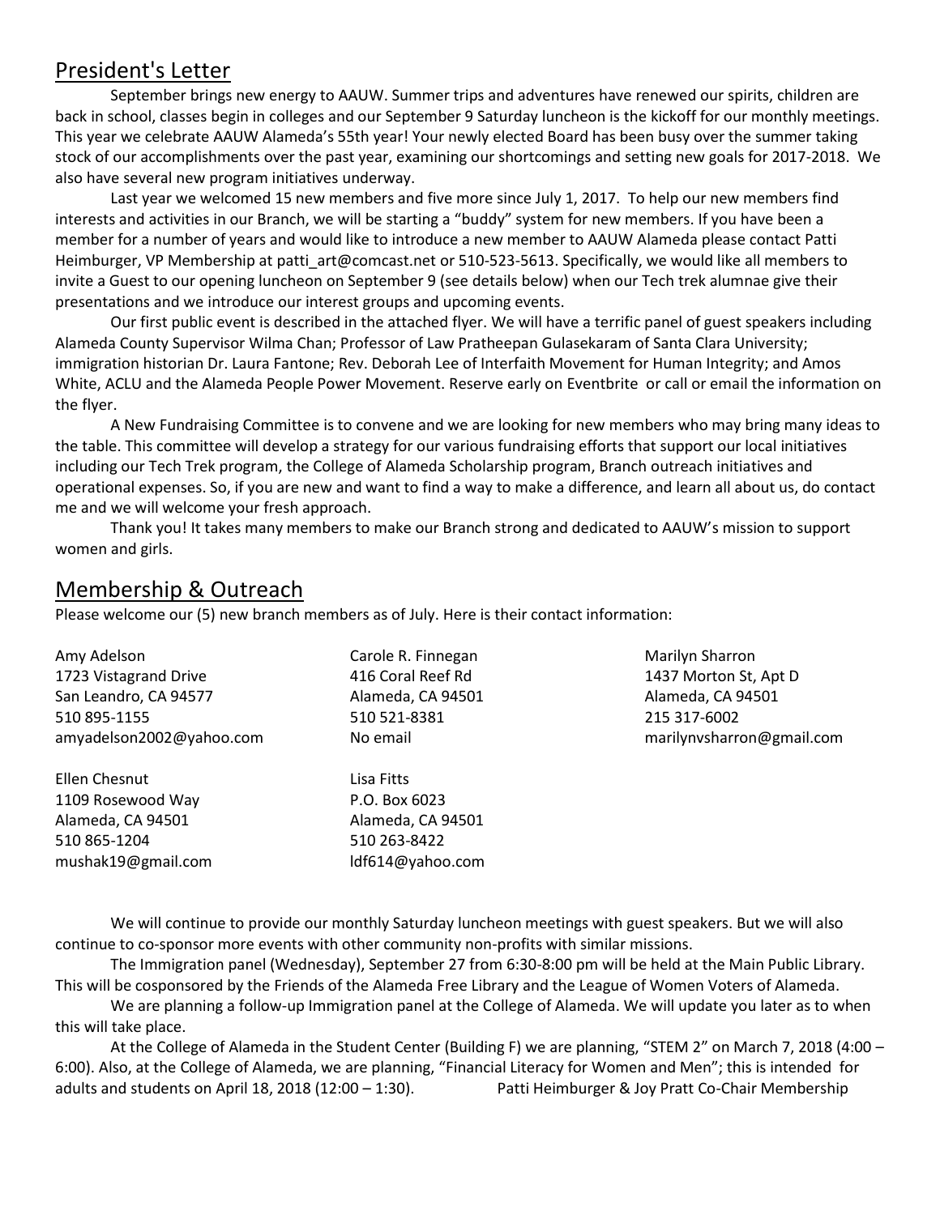## President's Letter

September brings new energy to AAUW. Summer trips and adventures have renewed our spirits, children are back in school, classes begin in colleges and our September 9 Saturday luncheon is the kickoff for our monthly meetings. This year we celebrate AAUW Alameda's 55th year! Your newly elected Board has been busy over the summer taking stock of our accomplishments over the past year, examining our shortcomings and setting new goals for 2017-2018. We also have several new program initiatives underway.

Last year we welcomed 15 new members and five more since July 1, 2017. To help our new members find interests and activities in our Branch, we will be starting a "buddy" system for new members. If you have been a member for a number of years and would like to introduce a new member to AAUW Alameda please contact Patti Heimburger, VP Membership at patti_art@comcast.net or 510-523-5613. Specifically, we would like all members to invite a Guest to our opening luncheon on September 9 (see details below) when our Tech trek alumnae give their presentations and we introduce our interest groups and upcoming events.

Our first public event is described in the attached flyer. We will have a terrific panel of guest speakers including Alameda County Supervisor Wilma Chan; Professor of Law Pratheepan Gulasekaram of Santa Clara University; immigration historian Dr. Laura Fantone; Rev. Deborah Lee of Interfaith Movement for Human Integrity; and Amos White, ACLU and the Alameda People Power Movement. Reserve early on Eventbrite or call or email the information on the flyer.

A New Fundraising Committee is to convene and we are looking for new members who may bring many ideas to the table. This committee will develop a strategy for our various fundraising efforts that support our local initiatives including our Tech Trek program, the College of Alameda Scholarship program, Branch outreach initiatives and operational expenses. So, if you are new and want to find a way to make a difference, and learn all about us, do contact me and we will welcome your fresh approach.

Thank you! It takes many members to make our Branch strong and dedicated to AAUW's mission to support women and girls.

## Membership & Outreach

Please welcome our (5) new branch members as of July. Here is their contact information:

Amy Adelson
1723 Vistagrand Drive
San Leandro, CA 94577
510 895-1155
amyadelson2002@yahoo.com

Ellen Chesnut
1109 Rosewood Way
Alameda, CA 94501
510 865-1204
mushak19@gmail.com

Carole R. Finnegan
416 Coral Reef Rd
Alameda, CA 94501
510 521-8381
No email

Lisa Fitts
P.O. Box 6023
Alameda, CA 94501
510 263-8422
ldf614@yahoo.com

Marilyn Sharron
1437 Morton St, Apt D
Alameda, CA 94501
215 317-6002
marilynvsharron@gmail.com

We will continue to provide our monthly Saturday luncheon meetings with guest speakers. But we will also continue to co-sponsor more events with other community non-profits with similar missions.

The Immigration panel (Wednesday), September 27 from 6:30-8:00 pm will be held at the Main Public Library. This will be cosponsored by the Friends of the Alameda Free Library and the League of Women Voters of Alameda.

We are planning a follow-up Immigration panel at the College of Alameda. We will update you later as to when this will take place.

At the College of Alameda in the Student Center (Building F) we are planning, "STEM 2" on March 7, 2018 (4:00 – 6:00). Also, at the College of Alameda, we are planning, "Financial Literacy for Women and Men"; this is intended for adults and students on April 18, 2018 (12:00 – 1:30).

Patti Heimburger & Joy Pratt Co-Chair Membership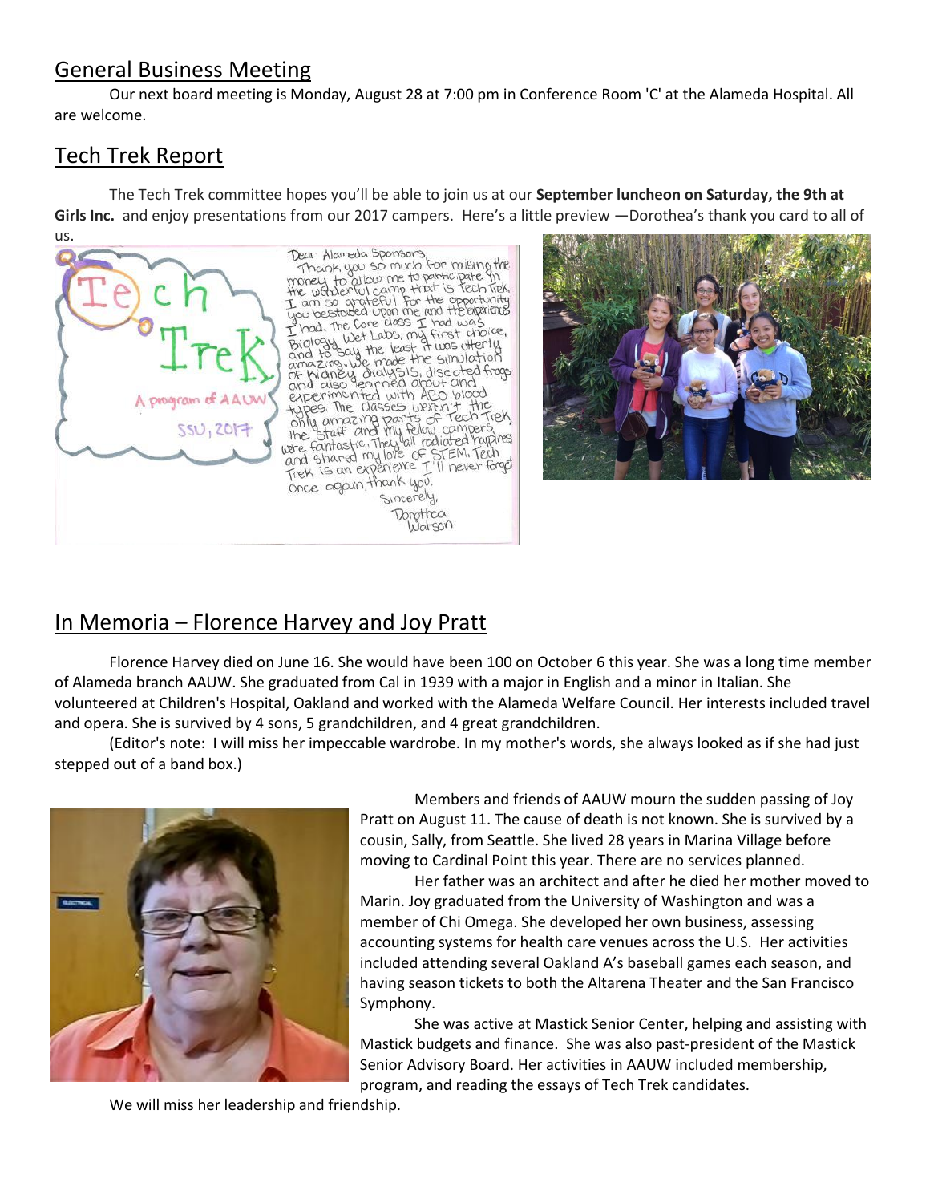## General Business Meeting

Our next board meeting is Monday, August 28 at 7:00 pm in Conference Room 'C' at the Alameda Hospital. All are welcome.

## Tech Trek Report

The Tech Trek committee hopes you'll be able to join us at our **September luncheon on Saturday, the 9th at Girls Inc.** and enjoy presentations from our 2017 campers. Here's a little preview —Dorothea's thank you card to all of us.

## In Memoria – Florence Harvey and Joy Pratt

Florence Harvey died on June 16. She would have been 100 on October 6 this year. She was a long time member of Alameda branch AAUW. She graduated from Cal in 1939 with a major in English and a minor in Italian. She volunteered at Children's Hospital, Oakland and worked with the Alameda Welfare Council. Her interests included travel and opera. She is survived by 4 sons, 5 grandchildren, and 4 great grandchildren.

(Editor's note: I will miss her impeccable wardrobe. In my mother's words, she always looked as if she had just stepped out of a band box.)

Members and friends of AAUW mourn the sudden passing of Joy Pratt on August 11. The cause of death is not known. She is survived by a cousin, Sally, from Seattle. She lived 28 years in Marina Village before moving to Cardinal Point this year. There are no services planned.

Her father was an architect and after he died her mother moved to Marin. Joy graduated from the University of Washington and was a member of Chi Omega. She developed her own business, assessing accounting systems for health care venues across the U.S. Her activities included attending several Oakland A's baseball games each season, and having season tickets to both the Altarena Theater and the San Francisco Symphony.

She was active at Mastick Senior Center, helping and assisting with Mastick budgets and finance. She was also past-president of the Mastick Senior Advisory Board. Her activities in AAUW included membership, program, and reading the essays of Tech Trek candidates.

We will miss her leadership and friendship.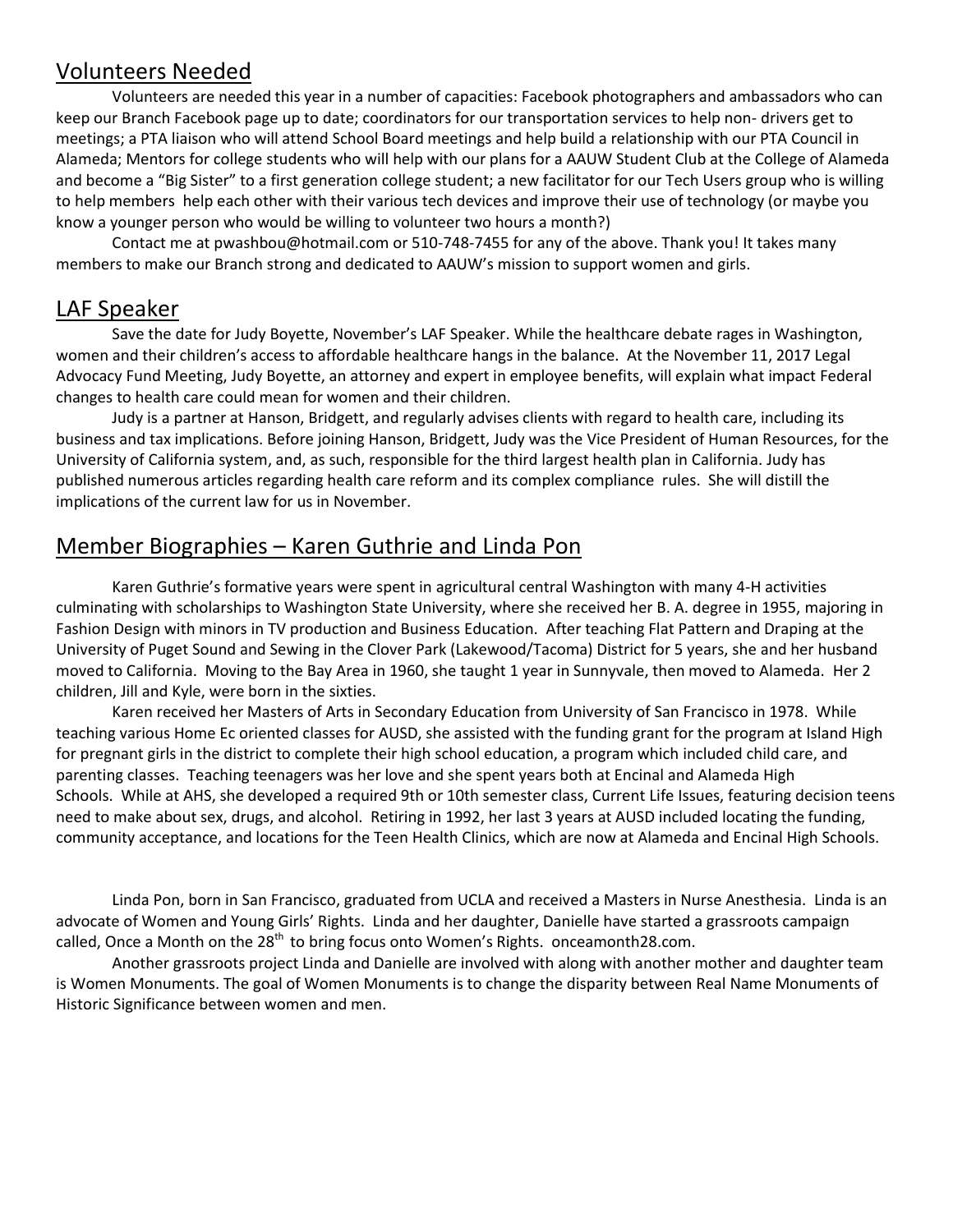## Volunteers Needed

Volunteers are needed this year in a number of capacities: Facebook photographers and ambassadors who can keep our Branch Facebook page up to date; coordinators for our transportation services to help non- drivers get to meetings; a PTA liaison who will attend School Board meetings and help build a relationship with our PTA Council in Alameda; Mentors for college students who will help with our plans for a AAUW Student Club at the College of Alameda and become a "Big Sister" to a first generation college student; a new facilitator for our Tech Users group who is willing to help members help each other with their various tech devices and improve their use of technology (or maybe you know a younger person who would be willing to volunteer two hours a month?)

Contact me at pwashbou@hotmail.com or 510-748-7455 for any of the above. Thank you! It takes many members to make our Branch strong and dedicated to AAUW's mission to support women and girls.

## LAF Speaker

Save the date for Judy Boyette, November's LAF Speaker. While the healthcare debate rages in Washington, women and their children's access to affordable healthcare hangs in the balance. At the November 11, 2017 Legal Advocacy Fund Meeting, Judy Boyette, an attorney and expert in employee benefits, will explain what impact Federal changes to health care could mean for women and their children.

Judy is a partner at Hanson, Bridgett, and regularly advises clients with regard to health care, including its business and tax implications. Before joining Hanson, Bridgett, Judy was the Vice President of Human Resources, for the University of California system, and, as such, responsible for the third largest health plan in California. Judy has published numerous articles regarding health care reform and its complex compliance rules. She will distill the implications of the current law for us in November.

## Member Biographies – Karen Guthrie and Linda Pon

Karen Guthrie's formative years were spent in agricultural central Washington with many 4-H activities culminating with scholarships to Washington State University, where she received her B. A. degree in 1955, majoring in Fashion Design with minors in TV production and Business Education. After teaching Flat Pattern and Draping at the University of Puget Sound and Sewing in the Clover Park (Lakewood/Tacoma) District for 5 years, she and her husband moved to California. Moving to the Bay Area in 1960, she taught 1 year in Sunnyvale, then moved to Alameda. Her 2 children, Jill and Kyle, were born in the sixties.

Karen received her Masters of Arts in Secondary Education from University of San Francisco in 1978. While teaching various Home Ec oriented classes for AUSD, she assisted with the funding grant for the program at Island High for pregnant girls in the district to complete their high school education, a program which included child care, and parenting classes. Teaching teenagers was her love and she spent years both at Encinal and Alameda High Schools. While at AHS, she developed a required 9th or 10th semester class, Current Life Issues, featuring decision teens need to make about sex, drugs, and alcohol. Retiring in 1992, her last 3 years at AUSD included locating the funding, community acceptance, and locations for the Teen Health Clinics, which are now at Alameda and Encinal High Schools.

Linda Pon, born in San Francisco, graduated from UCLA and received a Masters in Nurse Anesthesia. Linda is an advocate of Women and Young Girls' Rights. Linda and her daughter, Danielle have started a grassroots campaign called, Once a Month on the 28th to bring focus onto Women's Rights. onceamonth28.com.

Another grassroots project Linda and Danielle are involved with along with another mother and daughter team is Women Monuments. The goal of Women Monuments is to change the disparity between Real Name Monuments of Historic Significance between women and men.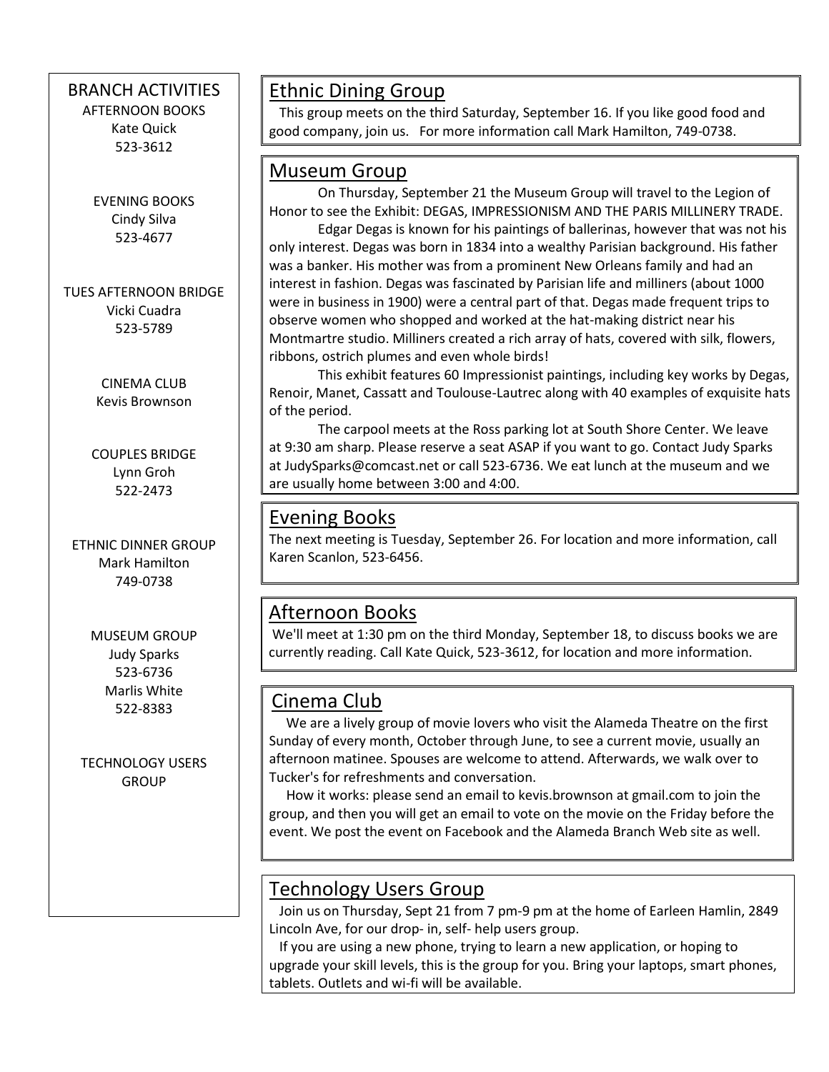## BRANCH ACTIVITIES

AFTERNOON BOOKS
Kate Quick
523-3612

EVENING BOOKS
Cindy Silva
523-4677

TUES AFTERNOON BRIDGE
Vicki Cuadra
523-5789

CINEMA CLUB
Kevis Brownson

COUPLES BRIDGE
Lynn Groh
522-2473

ETHNIC DINNER GROUP
Mark Hamilton
749-0738

MUSEUM GROUP
Judy Sparks
523-6736
Marlis White
522-8383

TECHNOLOGY USERS GROUP

## Ethnic Dining Group

This group meets on the third Saturday, September 16. If you like good food and good company, join us. For more information call Mark Hamilton, 749-0738.

## Museum Group

On Thursday, September 21 the Museum Group will travel to the Legion of Honor to see the Exhibit: DEGAS, IMPRESSIONISM AND THE PARIS MILLINERY TRADE.

Edgar Degas is known for his paintings of ballerinas, however that was not his only interest. Degas was born in 1834 into a wealthy Parisian background. His father was a banker. His mother was from a prominent New Orleans family and had an interest in fashion. Degas was fascinated by Parisian life and milliners (about 1000 were in business in 1900) were a central part of that. Degas made frequent trips to observe women who shopped and worked at the hat-making district near his Montmartre studio. Milliners created a rich array of hats, covered with silk, flowers, ribbons, ostrich plumes and even whole birds!

This exhibit features 60 Impressionist paintings, including key works by Degas, Renoir, Manet, Cassatt and Toulouse-Lautrec along with 40 examples of exquisite hats of the period.

The carpool meets at the Ross parking lot at South Shore Center. We leave at 9:30 am sharp. Please reserve a seat ASAP if you want to go. Contact Judy Sparks at JudySparks@comcast.net or call 523-6736. We eat lunch at the museum and we are usually home between 3:00 and 4:00.

## Evening Books

The next meeting is Tuesday, September 26. For location and more information, call Karen Scanlon, 523-6456.

## Afternoon Books

We'll meet at 1:30 pm on the third Monday, September 18, to discuss books we are currently reading. Call Kate Quick, 523-3612, for location and more information.

## Cinema Club

We are a lively group of movie lovers who visit the Alameda Theatre on the first Sunday of every month, October through June, to see a current movie, usually an afternoon matinee. Spouses are welcome to attend. Afterwards, we walk over to Tucker's for refreshments and conversation.

How it works: please send an email to kevis.brownson at gmail.com to join the group, and then you will get an email to vote on the movie on the Friday before the event. We post the event on Facebook and the Alameda Branch Web site as well.

## Technology Users Group

Join us on Thursday, Sept 21 from 7 pm-9 pm at the home of Earleen Hamlin, 2849 Lincoln Ave, for our drop- in, self- help users group.

If you are using a new phone, trying to learn a new application, or hoping to upgrade your skill levels, this is the group for you. Bring your laptops, smart phones, tablets. Outlets and wi-fi will be available.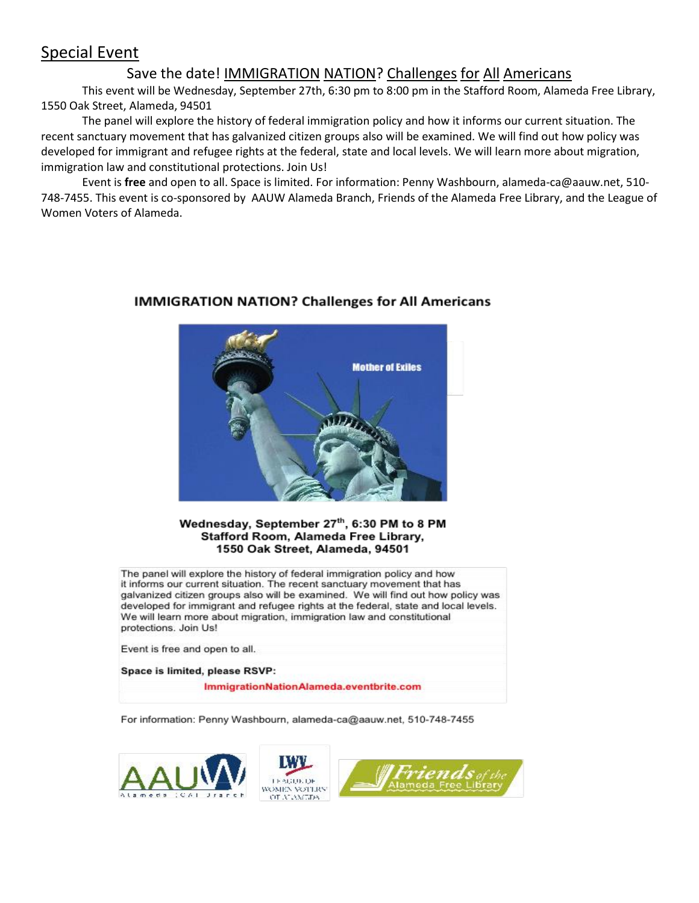## Special Event

### Save the date! IMMIGRATION NATION? Challenges for All Americans

This event will be Wednesday, September 27th, 6:30 pm to 8:00 pm in the Stafford Room, Alameda Free Library, 1550 Oak Street, Alameda, 94501

The panel will explore the history of federal immigration policy and how it informs our current situation. The recent sanctuary movement that has galvanized citizen groups also will be examined. We will find out how policy was developed for immigrant and refugee rights at the federal, state and local levels. We will learn more about migration, immigration law and constitutional protections. Join Us!

Event is **free** and open to all. Space is limited. For information: Penny Washbourn, alameda-ca@aauw.net, 510-748-7455. This event is co-sponsored by AAUW Alameda Branch, Friends of the Alameda Free Library, and the League of Women Voters of Alameda.

**IMMIGRATION NATION? Challenges for All Americans**

Mother of Exiles

**Wednesday, September 27th, 6:30 PM to 8 PM**
**Stafford Room, Alameda Free Library,**
**1550 Oak Street, Alameda, 94501**

The panel will explore the history of federal immigration policy and how it informs our current situation. The recent sanctuary movement that has galvanized citizen groups also will be examined. We will find out how policy was developed for immigrant and refugee rights at the federal, state and local levels. We will learn more about migration, immigration law and constitutional protections. Join Us!

Event is free and open to all.

**Space is limited, please RSVP:**

**ImmigrationNationAlameda.eventbrite.com**

For information: Penny Washbourn, alameda-ca@aauw.net, 510-748-7455

AAUW Alameda (CA) Branch

LWV League of Women Voters of Alameda

Friends of the Alameda Free Library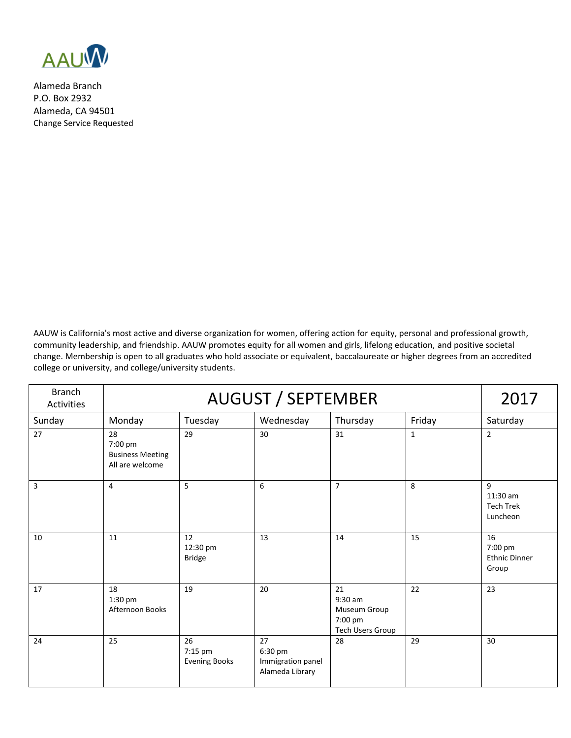AAUW

Alameda Branch
P.O. Box 2932
Alameda, CA 94501
Change Service Requested

AAUW is California's most active and diverse organization for women, offering action for equity, personal and professional growth, community leadership, and friendship. AAUW promotes equity for all women and girls, lifelong education, and positive societal change. Membership is open to all graduates who hold associate or equivalent, baccalaureate or higher degrees from an accredited college or university, and college/university students.

| Branch Activities | AUGUST / SEPTEMBER | | | | | 2017 |
|---|---|---|---|---|---|---|
| Sunday | Monday | Tuesday | Wednesday | Thursday | Friday | Saturday |
| 27 | 28<br>7:00 pm<br>Business Meeting<br>All are welcome | 29 | 30 | 31 | 1 | 2 |
| 3 | 4 | 5 | 6 | 7 | 8 | 9<br>11:30 am<br>Tech Trek Luncheon |
| 10 | 11 | 12<br>12:30 pm<br>Bridge | 13 | 14 | 15 | 16<br>7:00 pm<br>Ethnic Dinner Group |
| 17 | 18<br>1:30 pm<br>Afternoon Books | 19 | 20 | 21<br>9:30 am<br>Museum Group<br>7:00 pm<br>Tech Users Group | 22 | 23 |
| 24 | 25 | 26<br>7:15 pm<br>Evening Books | 27<br>6:30 pm<br>Immigration panel<br>Alameda Library | 28 | 29 | 30 |